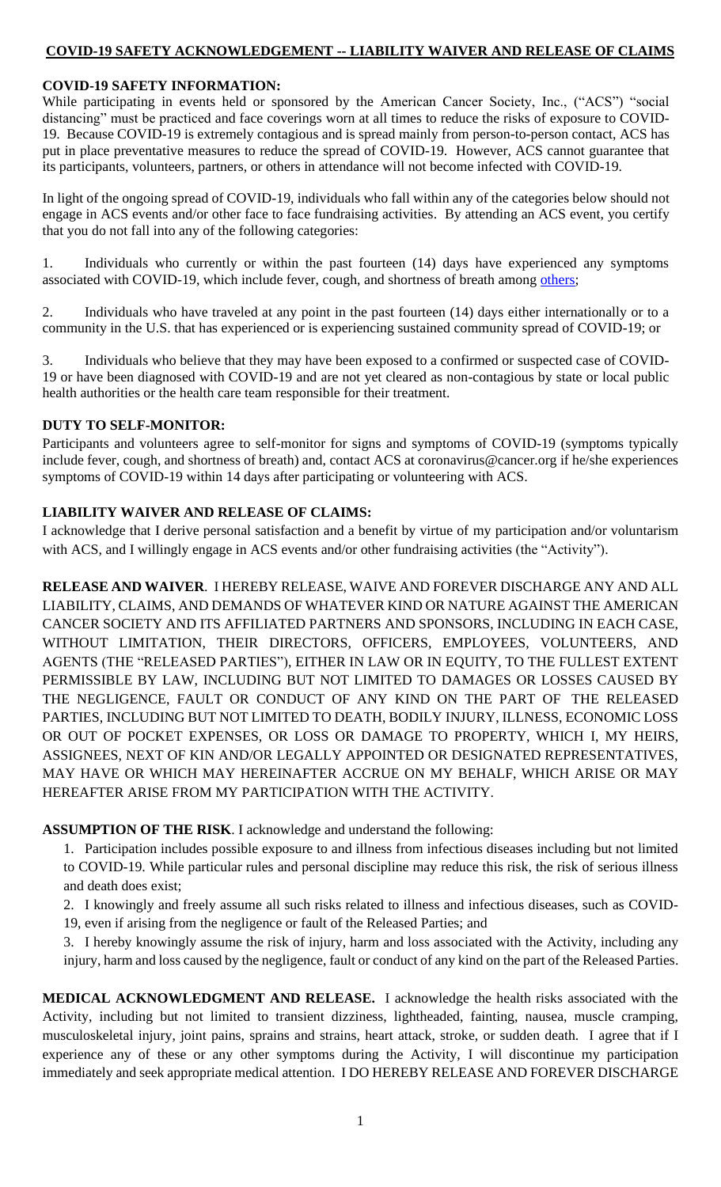## COVID-19 SAFETY ACKNOWLEDGEMENT -- LIABILITY WAIVER AND RELEASE OF CLAIMS

**COVID-19 SAFETY INFORMATION:**

While participating in events held or sponsored by the American Cancer Society, Inc., ("ACS") "social distancing" must be practiced and face coverings worn at all times to reduce the risks of exposure to COVID-19. Because COVID-19 is extremely contagious and is spread mainly from person-to-person contact, ACS has put in place preventative measures to reduce the spread of COVID-19. However, ACS cannot guarantee that its participants, volunteers, partners, or others in attendance will not become infected with COVID-19.

In light of the ongoing spread of COVID-19, individuals who fall within any of the categories below should not engage in ACS events and/or other face to face fundraising activities. By attending an ACS event, you certify that you do not fall into any of the following categories:

1. Individuals who currently or within the past fourteen (14) days have experienced any symptoms associated with COVID-19, which include fever, cough, and shortness of breath among others;

2. Individuals who have traveled at any point in the past fourteen (14) days either internationally or to a community in the U.S. that has experienced or is experiencing sustained community spread of COVID-19; or

3. Individuals who believe that they may have been exposed to a confirmed or suspected case of COVID-19 or have been diagnosed with COVID-19 and are not yet cleared as non-contagious by state or local public health authorities or the health care team responsible for their treatment.

**DUTY TO SELF-MONITOR:**

Participants and volunteers agree to self-monitor for signs and symptoms of COVID-19 (symptoms typically include fever, cough, and shortness of breath) and, contact ACS at coronavirus@cancer.org if he/she experiences symptoms of COVID-19 within 14 days after participating or volunteering with ACS.

**LIABILITY WAIVER AND RELEASE OF CLAIMS:**

I acknowledge that I derive personal satisfaction and a benefit by virtue of my participation and/or voluntarism with ACS, and I willingly engage in ACS events and/or other fundraising activities (the "Activity").

**RELEASE AND WAIVER**. I HEREBY RELEASE, WAIVE AND FOREVER DISCHARGE ANY AND ALL LIABILITY, CLAIMS, AND DEMANDS OF WHATEVER KIND OR NATURE AGAINST THE AMERICAN CANCER SOCIETY AND ITS AFFILIATED PARTNERS AND SPONSORS, INCLUDING IN EACH CASE, WITHOUT LIMITATION, THEIR DIRECTORS, OFFICERS, EMPLOYEES, VOLUNTEERS, AND AGENTS (THE "RELEASED PARTIES"), EITHER IN LAW OR IN EQUITY, TO THE FULLEST EXTENT PERMISSIBLE BY LAW, INCLUDING BUT NOT LIMITED TO DAMAGES OR LOSSES CAUSED BY THE NEGLIGENCE, FAULT OR CONDUCT OF ANY KIND ON THE PART OF THE RELEASED PARTIES, INCLUDING BUT NOT LIMITED TO DEATH, BODILY INJURY, ILLNESS, ECONOMIC LOSS OR OUT OF POCKET EXPENSES, OR LOSS OR DAMAGE TO PROPERTY, WHICH I, MY HEIRS, ASSIGNEES, NEXT OF KIN AND/OR LEGALLY APPOINTED OR DESIGNATED REPRESENTATIVES, MAY HAVE OR WHICH MAY HEREINAFTER ACCRUE ON MY BEHALF, WHICH ARISE OR MAY HEREAFTER ARISE FROM MY PARTICIPATION WITH THE ACTIVITY.

**ASSUMPTION OF THE RISK**. I acknowledge and understand the following:

1. Participation includes possible exposure to and illness from infectious diseases including but not limited to COVID-19. While particular rules and personal discipline may reduce this risk, the risk of serious illness and death does exist;
2. I knowingly and freely assume all such risks related to illness and infectious diseases, such as COVID-19, even if arising from the negligence or fault of the Released Parties; and
3. I hereby knowingly assume the risk of injury, harm and loss associated with the Activity, including any injury, harm and loss caused by the negligence, fault or conduct of any kind on the part of the Released Parties.

**MEDICAL ACKNOWLEDGMENT AND RELEASE.** I acknowledge the health risks associated with the Activity, including but not limited to transient dizziness, lightheaded, fainting, nausea, muscle cramping, musculoskeletal injury, joint pains, sprains and strains, heart attack, stroke, or sudden death. I agree that if I experience any of these or any other symptoms during the Activity, I will discontinue my participation immediately and seek appropriate medical attention. I DO HEREBY RELEASE AND FOREVER DISCHARGE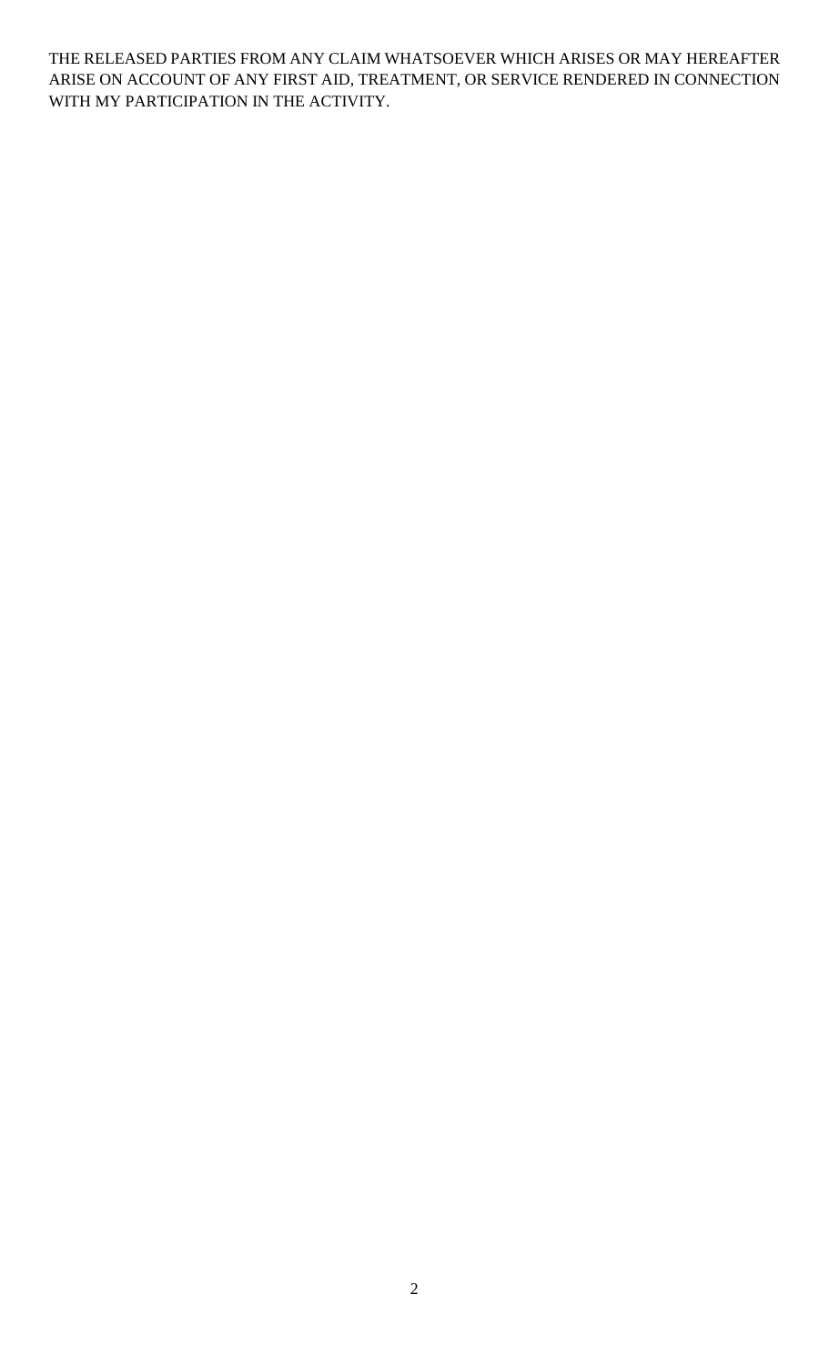THE RELEASED PARTIES FROM ANY CLAIM WHATSOEVER WHICH ARISES OR MAY HEREAFTER ARISE ON ACCOUNT OF ANY FIRST AID, TREATMENT, OR SERVICE RENDERED IN CONNECTION WITH MY PARTICIPATION IN THE ACTIVITY.